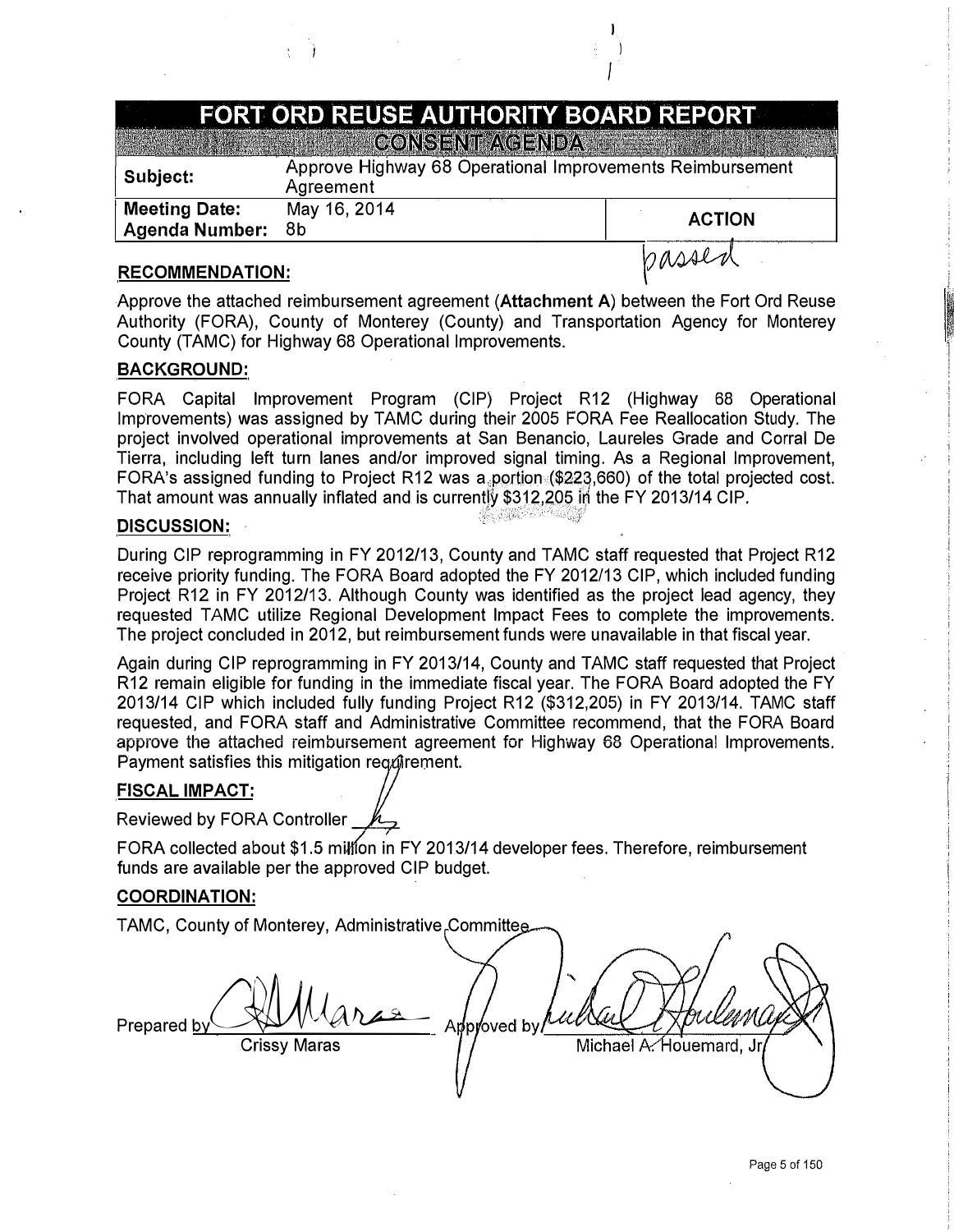# FORT ORD REUSE AUTHORITY BOARD REPORT

## CONSENT AGENDA

| Subject: | Approve Highway 68 Operational Improvements Reimbursement Agreement | |
|---|---|---|
| Meeting Date: Agenda Number: | May 16, 2014 8b | ACTION |

passed

**RECOMMENDATION:**

Approve the attached reimbursement agreement (**Attachment A**) between the Fort Ord Reuse Authority (FORA), County of Monterey (County) and Transportation Agency for Monterey County (TAMC) for Highway 68 Operational Improvements.

**BACKGROUND:**

FORA Capital Improvement Program (CIP) Project R12 (Highway 68 Operational Improvements) was assigned by TAMC during their 2005 FORA Fee Reallocation Study. The project involved operational improvements at San Benancio, Laureles Grade and Corral De Tierra, including left turn lanes and/or improved signal timing. As a Regional Improvement, FORA's assigned funding to Project R12 was a portion ($223,660) of the total projected cost. That amount was annually inflated and is currently $312,205 in the FY 2013/14 CIP.

**DISCUSSION:**

During CIP reprogramming in FY 2012/13, County and TAMC staff requested that Project R12 receive priority funding. The FORA Board adopted the FY 2012/13 CIP, which included funding Project R12 in FY 2012/13. Although County was identified as the project lead agency, they requested TAMC utilize Regional Development Impact Fees to complete the improvements. The project concluded in 2012, but reimbursement funds were unavailable in that fiscal year.

Again during CIP reprogramming in FY 2013/14, County and TAMC staff requested that Project R12 remain eligible for funding in the immediate fiscal year. The FORA Board adopted the FY 2013/14 CIP which included fully funding Project R12 ($312,205) in FY 2013/14. TAMC staff requested, and FORA staff and Administrative Committee recommend, that the FORA Board approve the attached reimbursement agreement for Highway 68 Operational Improvements. Payment satisfies this mitigation requirement.

**FISCAL IMPACT:**

Reviewed by FORA Controller ____

FORA collected about $1.5 million in FY 2013/14 developer fees. Therefore, reimbursement funds are available per the approved CIP budget.

**COORDINATION:**

TAMC, County of Monterey, Administrative Committee

Prepared by ____________________
Crissy Maras

Approved by ____________________
Michael A. Houemard, Jr.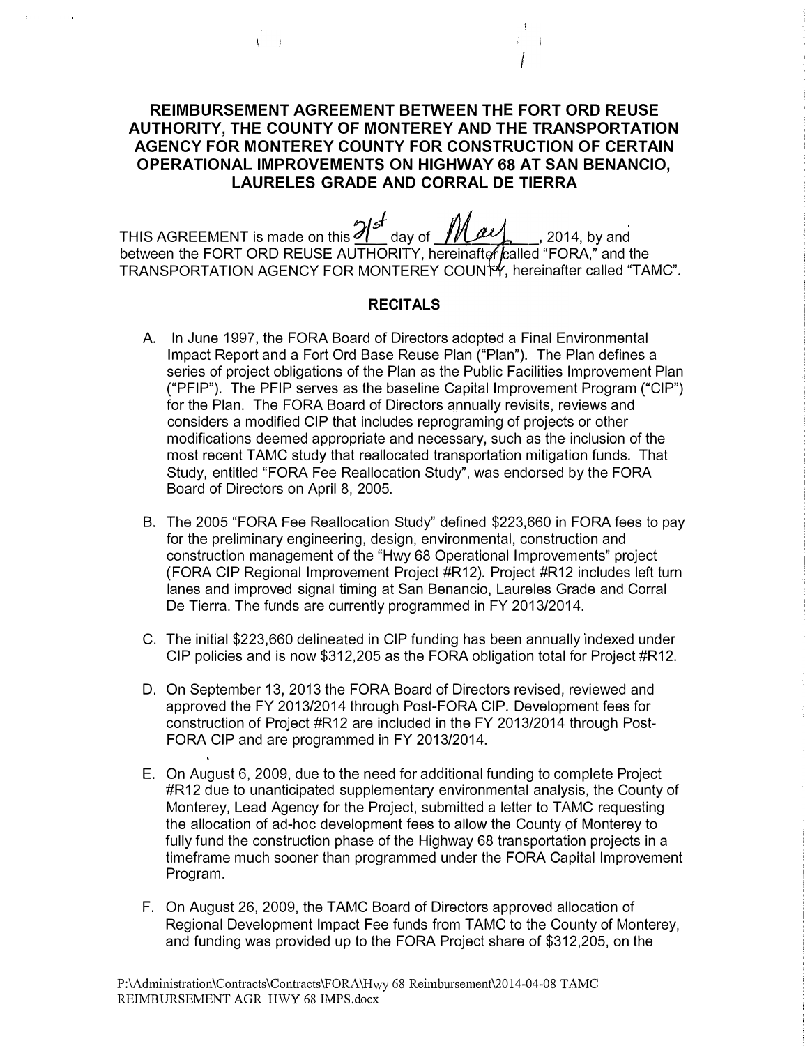# REIMBURSEMENT AGREEMENT BETWEEN THE FORT ORD REUSE AUTHORITY, THE COUNTY OF MONTEREY AND THE TRANSPORTATION AGENCY FOR MONTEREY COUNTY FOR CONSTRUCTION OF CERTAIN OPERATIONAL IMPROVEMENTS ON HIGHWAY 68 AT SAN BENANCIO, LAURELES GRADE AND CORRAL DE TIERRA

THIS AGREEMENT is made on this 21st day of May, 2014, by and between the FORT ORD REUSE AUTHORITY, hereinafter called "FORA," and the TRANSPORTATION AGENCY FOR MONTEREY COUNTY, hereinafter called "TAMC".

## RECITALS

A. In June 1997, the FORA Board of Directors adopted a Final Environmental Impact Report and a Fort Ord Base Reuse Plan ("Plan"). The Plan defines a series of project obligations of the Plan as the Public Facilities Improvement Plan ("PFIP"). The PFIP serves as the baseline Capital Improvement Program ("CIP") for the Plan. The FORA Board of Directors annually revisits, reviews and considers a modified CIP that includes reprograming of projects or other modifications deemed appropriate and necessary, such as the inclusion of the most recent TAMC study that reallocated transportation mitigation funds. That Study, entitled "FORA Fee Reallocation Study", was endorsed by the FORA Board of Directors on April 8, 2005.

B. The 2005 "FORA Fee Reallocation Study" defined $223,660 in FORA fees to pay for the preliminary engineering, design, environmental, construction and construction management of the "Hwy 68 Operational Improvements" project (FORA CIP Regional Improvement Project #R12). Project #R12 includes left turn lanes and improved signal timing at San Benancio, Laureles Grade and Corral De Tierra. The funds are currently programmed in FY 2013/2014.

C. The initial $223,660 delineated in CIP funding has been annually indexed under CIP policies and is now $312,205 as the FORA obligation total for Project #R12.

D. On September 13, 2013 the FORA Board of Directors revised, reviewed and approved the FY 2013/2014 through Post-FORA CIP. Development fees for construction of Project #R12 are included in the FY 2013/2014 through Post-FORA CIP and are programmed in FY 2013/2014.

E. On August 6, 2009, due to the need for additional funding to complete Project #R12 due to unanticipated supplementary environmental analysis, the County of Monterey, Lead Agency for the Project, submitted a letter to TAMC requesting the allocation of ad-hoc development fees to allow the County of Monterey to fully fund the construction phase of the Highway 68 transportation projects in a timeframe much sooner than programmed under the FORA Capital Improvement Program.

F. On August 26, 2009, the TAMC Board of Directors approved allocation of Regional Development Impact Fee funds from TAMC to the County of Monterey, and funding was provided up to the FORA Project share of $312,205, on the

P:\Administration\Contracts\Contracts\FORA\Hwy 68 Reimbursement\2014-04-08 TAMC REIMBURSEMENT AGR HWY 68 IMPS.docx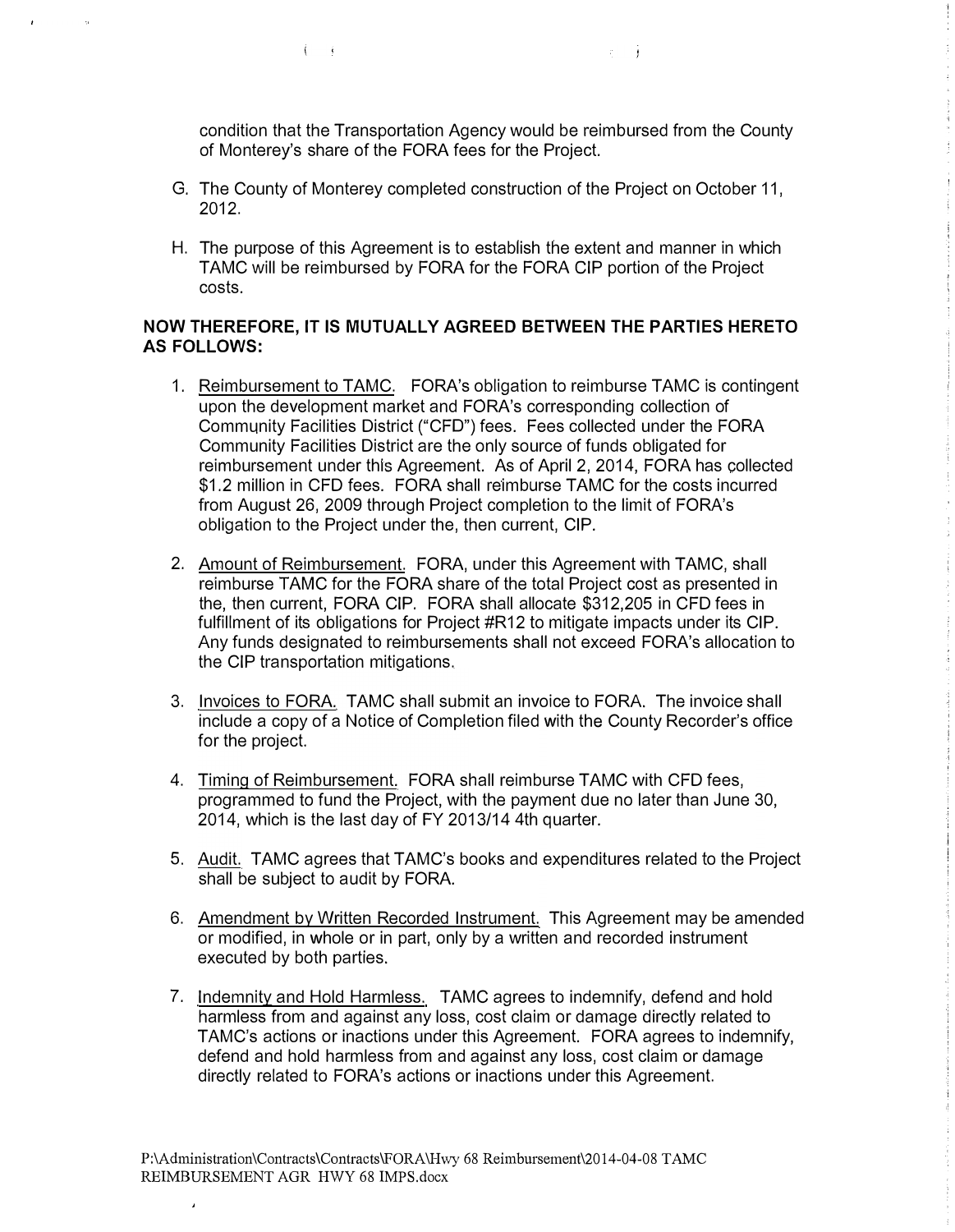condition that the Transportation Agency would be reimbursed from the County of Monterey's share of the FORA fees for the Project.

G. The County of Monterey completed construction of the Project on October 11, 2012.

H. The purpose of this Agreement is to establish the extent and manner in which TAMC will be reimbursed by FORA for the FORA CIP portion of the Project costs.

**NOW THEREFORE, IT IS MUTUALLY AGREED BETWEEN THE PARTIES HERETO AS FOLLOWS:**

1. Reimbursement to TAMC. FORA's obligation to reimburse TAMC is contingent upon the development market and FORA's corresponding collection of Community Facilities District ("CFD") fees. Fees collected under the FORA Community Facilities District are the only source of funds obligated for reimbursement under this Agreement. As of April 2, 2014, FORA has collected $1.2 million in CFD fees. FORA shall reimburse TAMC for the costs incurred from August 26, 2009 through Project completion to the limit of FORA's obligation to the Project under the, then current, CIP.

2. Amount of Reimbursement. FORA, under this Agreement with TAMC, shall reimburse TAMC for the FORA share of the total Project cost as presented in the, then current, FORA CIP. FORA shall allocate $312,205 in CFD fees in fulfillment of its obligations for Project #R12 to mitigate impacts under its CIP. Any funds designated to reimbursements shall not exceed FORA's allocation to the CIP transportation mitigations.

3. Invoices to FORA. TAMC shall submit an invoice to FORA. The invoice shall include a copy of a Notice of Completion filed with the County Recorder's office for the project.

4. Timing of Reimbursement. FORA shall reimburse TAMC with CFD fees, programmed to fund the Project, with the payment due no later than June 30, 2014, which is the last day of FY 2013/14 4th quarter.

5. Audit. TAMC agrees that TAMC's books and expenditures related to the Project shall be subject to audit by FORA.

6. Amendment by Written Recorded Instrument. This Agreement may be amended or modified, in whole or in part, only by a written and recorded instrument executed by both parties.

7. Indemnity and Hold Harmless. TAMC agrees to indemnify, defend and hold harmless from and against any loss, cost claim or damage directly related to TAMC's actions or inactions under this Agreement. FORA agrees to indemnify, defend and hold harmless from and against any loss, cost claim or damage directly related to FORA's actions or inactions under this Agreement.

P:\Administration\Contracts\Contracts\FORA\Hwy 68 Reimbursement\2014-04-08 TAMC REIMBURSEMENT AGR HWY 68 IMPS.docx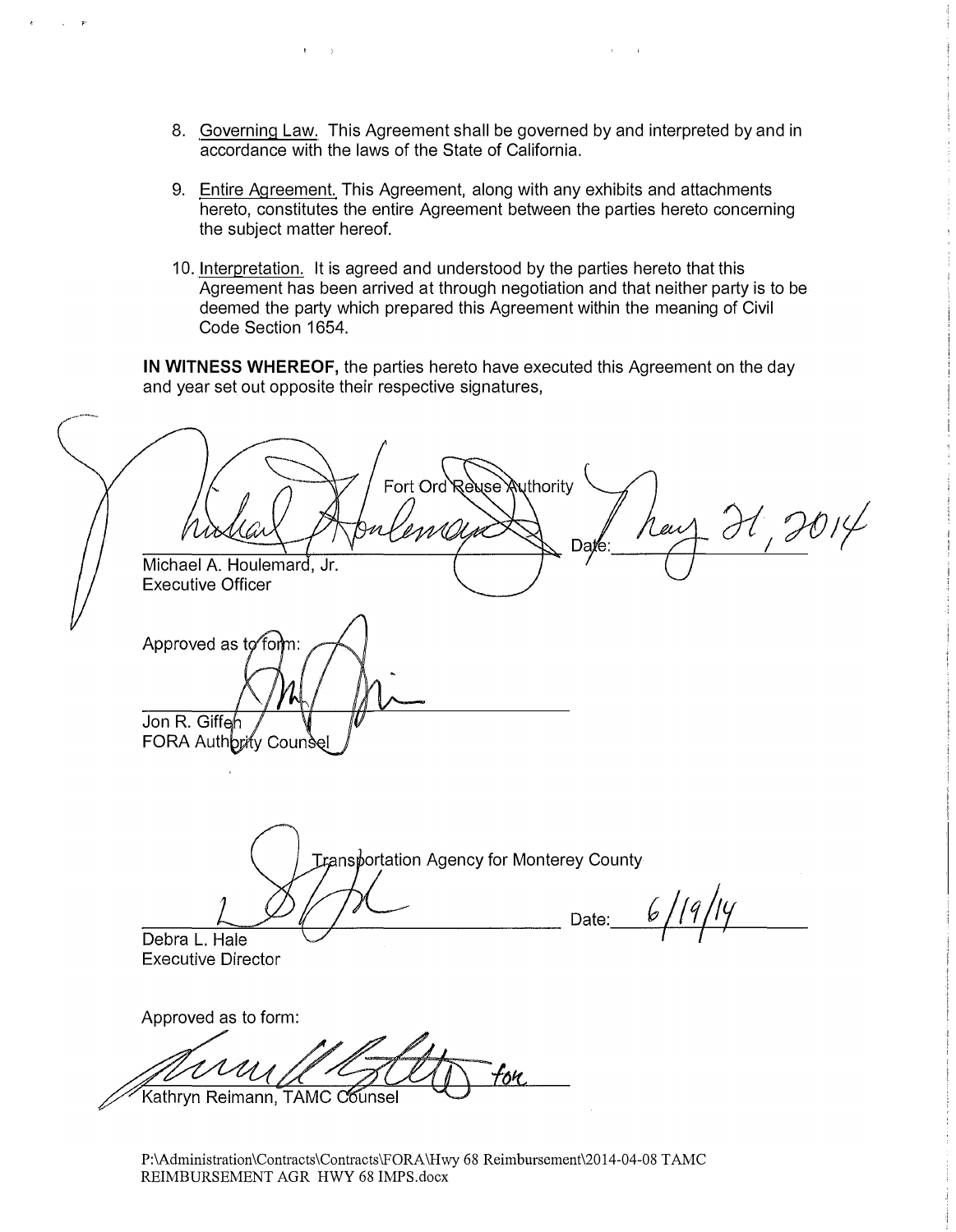8. Governing Law. This Agreement shall be governed by and interpreted by and in accordance with the laws of the State of California.

9. Entire Agreement. This Agreement, along with any exhibits and attachments hereto, constitutes the entire Agreement between the parties hereto concerning the subject matter hereof.

10. Interpretation. It is agreed and understood by the parties hereto that this Agreement has been arrived at through negotiation and that neither party is to be deemed the party which prepared this Agreement within the meaning of Civil Code Section 1654.

**IN WITNESS WHEREOF,** the parties hereto have executed this Agreement on the day and year set out opposite their respective signatures,

Fort Ord Reuse Authority

Date: May 21, 2014

Michael A. Houlemard, Jr.
Executive Officer

Approved as to form:

Jon R. Giffen
FORA Authority Counsel

Transportation Agency for Monterey County

Date: 6/19/14

Debra L. Hale
Executive Director

Approved as to form:

for
Kathryn Reimann, TAMC Counsel

P:\Administration\Contracts\Contracts\FORA\Hwy 68 Reimbursement\2014-04-08 TAMC REIMBURSEMENT AGR HWY 68 IMPS.docx